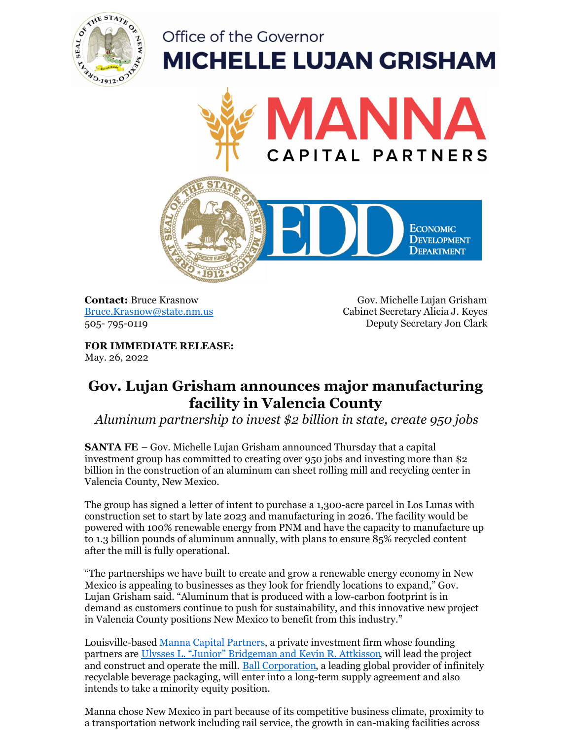Office of the Governor
**MICHELLE LUJAN GRISHAM**

MANNA CAPITAL PARTNERS

EDD Economic Development Department

**Contact:** Bruce Krasnow
Bruce.Krasnow@state.nm.us
505- 795-0119

Gov. Michelle Lujan Grisham
Cabinet Secretary Alicia J. Keyes
Deputy Secretary Jon Clark

**FOR IMMEDIATE RELEASE:**
May. 26, 2022

# Gov. Lujan Grisham announces major manufacturing facility in Valencia County

*Aluminum partnership to invest $2 billion in state, create 950 jobs*

**SANTA FE** – Gov. Michelle Lujan Grisham announced Thursday that a capital investment group has committed to creating over 950 jobs and investing more than $2 billion in the construction of an aluminum can sheet rolling mill and recycling center in Valencia County, New Mexico.

The group has signed a letter of intent to purchase a 1,300-acre parcel in Los Lunas with construction set to start by late 2023 and manufacturing in 2026. The facility would be powered with 100% renewable energy from PNM and have the capacity to manufacture up to 1.3 billion pounds of aluminum annually, with plans to ensure 85% recycled content after the mill is fully operational.

"The partnerships we have built to create and grow a renewable energy economy in New Mexico is appealing to businesses as they look for friendly locations to expand," Gov. Lujan Grisham said. "Aluminum that is produced with a low-carbon footprint is in demand as customers continue to push for sustainability, and this innovative new project in Valencia County positions New Mexico to benefit from this industry."

Louisville-based Manna Capital Partners, a private investment firm whose founding partners are Ulysses L. "Junior" Bridgeman and Kevin R. Attkisson, will lead the project and construct and operate the mill. Ball Corporation, a leading global provider of infinitely recyclable beverage packaging, will enter into a long-term supply agreement and also intends to take a minority equity position.

Manna chose New Mexico in part because of its competitive business climate, proximity to a transportation network including rail service, the growth in can-making facilities across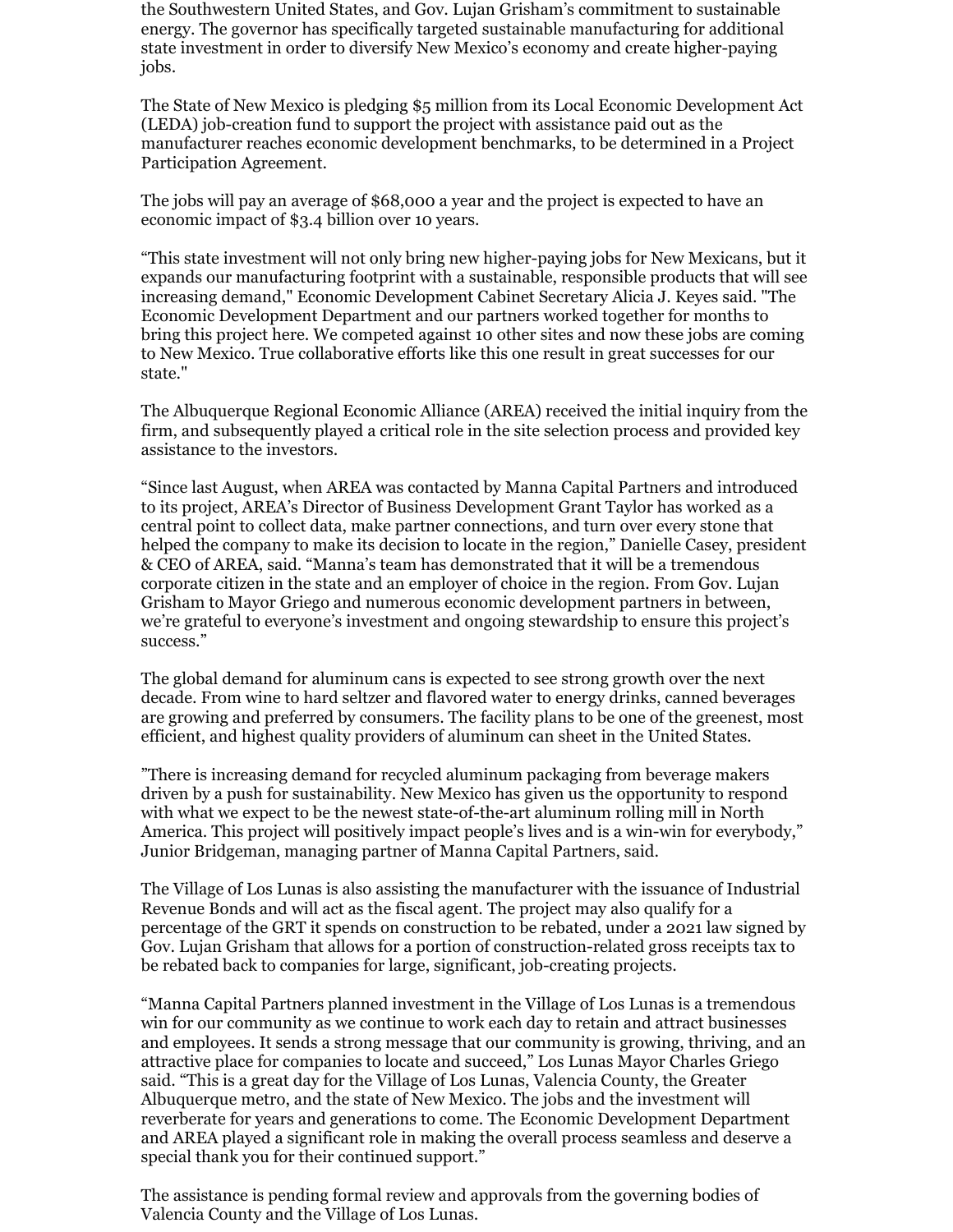the Southwestern United States, and Gov. Lujan Grisham's commitment to sustainable energy. The governor has specifically targeted sustainable manufacturing for additional state investment in order to diversify New Mexico's economy and create higher-paying jobs.

The State of New Mexico is pledging $5 million from its Local Economic Development Act (LEDA) job-creation fund to support the project with assistance paid out as the manufacturer reaches economic development benchmarks, to be determined in a Project Participation Agreement.

The jobs will pay an average of $68,000 a year and the project is expected to have an economic impact of $3.4 billion over 10 years.

"This state investment will not only bring new higher-paying jobs for New Mexicans, but it expands our manufacturing footprint with a sustainable, responsible products that will see increasing demand," Economic Development Cabinet Secretary Alicia J. Keyes said. "The Economic Development Department and our partners worked together for months to bring this project here. We competed against 10 other sites and now these jobs are coming to New Mexico. True collaborative efforts like this one result in great successes for our state."

The Albuquerque Regional Economic Alliance (AREA) received the initial inquiry from the firm, and subsequently played a critical role in the site selection process and provided key assistance to the investors.

"Since last August, when AREA was contacted by Manna Capital Partners and introduced to its project, AREA's Director of Business Development Grant Taylor has worked as a central point to collect data, make partner connections, and turn over every stone that helped the company to make its decision to locate in the region," Danielle Casey, president & CEO of AREA, said. "Manna's team has demonstrated that it will be a tremendous corporate citizen in the state and an employer of choice in the region. From Gov. Lujan Grisham to Mayor Griego and numerous economic development partners in between, we're grateful to everyone's investment and ongoing stewardship to ensure this project's success."

The global demand for aluminum cans is expected to see strong growth over the next decade. From wine to hard seltzer and flavored water to energy drinks, canned beverages are growing and preferred by consumers. The facility plans to be one of the greenest, most efficient, and highest quality providers of aluminum can sheet in the United States.

"There is increasing demand for recycled aluminum packaging from beverage makers driven by a push for sustainability. New Mexico has given us the opportunity to respond with what we expect to be the newest state-of-the-art aluminum rolling mill in North America. This project will positively impact people's lives and is a win-win for everybody," Junior Bridgeman, managing partner of Manna Capital Partners, said.

The Village of Los Lunas is also assisting the manufacturer with the issuance of Industrial Revenue Bonds and will act as the fiscal agent. The project may also qualify for a percentage of the GRT it spends on construction to be rebated, under a 2021 law signed by Gov. Lujan Grisham that allows for a portion of construction-related gross receipts tax to be rebated back to companies for large, significant, job-creating projects.

"Manna Capital Partners planned investment in the Village of Los Lunas is a tremendous win for our community as we continue to work each day to retain and attract businesses and employees. It sends a strong message that our community is growing, thriving, and an attractive place for companies to locate and succeed," Los Lunas Mayor Charles Griego said. "This is a great day for the Village of Los Lunas, Valencia County, the Greater Albuquerque metro, and the state of New Mexico. The jobs and the investment will reverberate for years and generations to come. The Economic Development Department and AREA played a significant role in making the overall process seamless and deserve a special thank you for their continued support."

The assistance is pending formal review and approvals from the governing bodies of Valencia County and the Village of Los Lunas.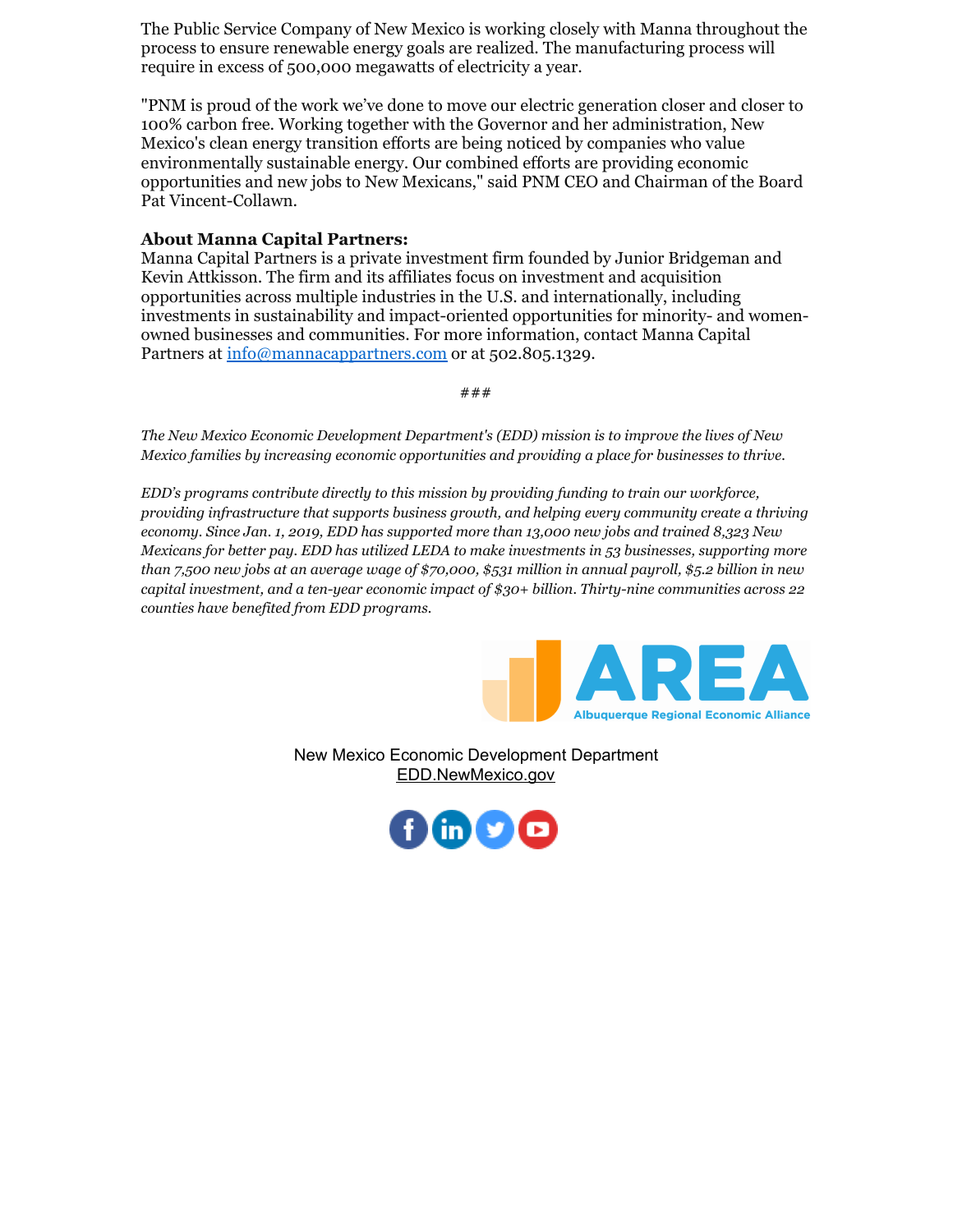The Public Service Company of New Mexico is working closely with Manna throughout the process to ensure renewable energy goals are realized. The manufacturing process will require in excess of 500,000 megawatts of electricity a year.

"PNM is proud of the work we've done to move our electric generation closer and closer to 100% carbon free. Working together with the Governor and her administration, New Mexico's clean energy transition efforts are being noticed by companies who value environmentally sustainable energy. Our combined efforts are providing economic opportunities and new jobs to New Mexicans," said PNM CEO and Chairman of the Board Pat Vincent-Collawn.

**About Manna Capital Partners:**
Manna Capital Partners is a private investment firm founded by Junior Bridgeman and Kevin Attkisson. The firm and its affiliates focus on investment and acquisition opportunities across multiple industries in the U.S. and internationally, including investments in sustainability and impact-oriented opportunities for minority- and women-owned businesses and communities. For more information, contact Manna Capital Partners at info@mannacappartners.com or at 502.805.1329.

###

*The New Mexico Economic Development Department's (EDD) mission is to improve the lives of New Mexico families by increasing economic opportunities and providing a place for businesses to thrive.*

*EDD's programs contribute directly to this mission by providing funding to train our workforce, providing infrastructure that supports business growth, and helping every community create a thriving economy. Since Jan. 1, 2019, EDD has supported more than 13,000 new jobs and trained 8,323 New Mexicans for better pay. EDD has utilized LEDA to make investments in 53 businesses, supporting more than 7,500 new jobs at an average wage of $70,000, $531 million in annual payroll, $5.2 billion in new capital investment, and a ten-year economic impact of $30+ billion. Thirty-nine communities across 22 counties have benefited from EDD programs.*

AREA
Albuquerque Regional Economic Alliance

New Mexico Economic Development Department
EDD.NewMexico.gov